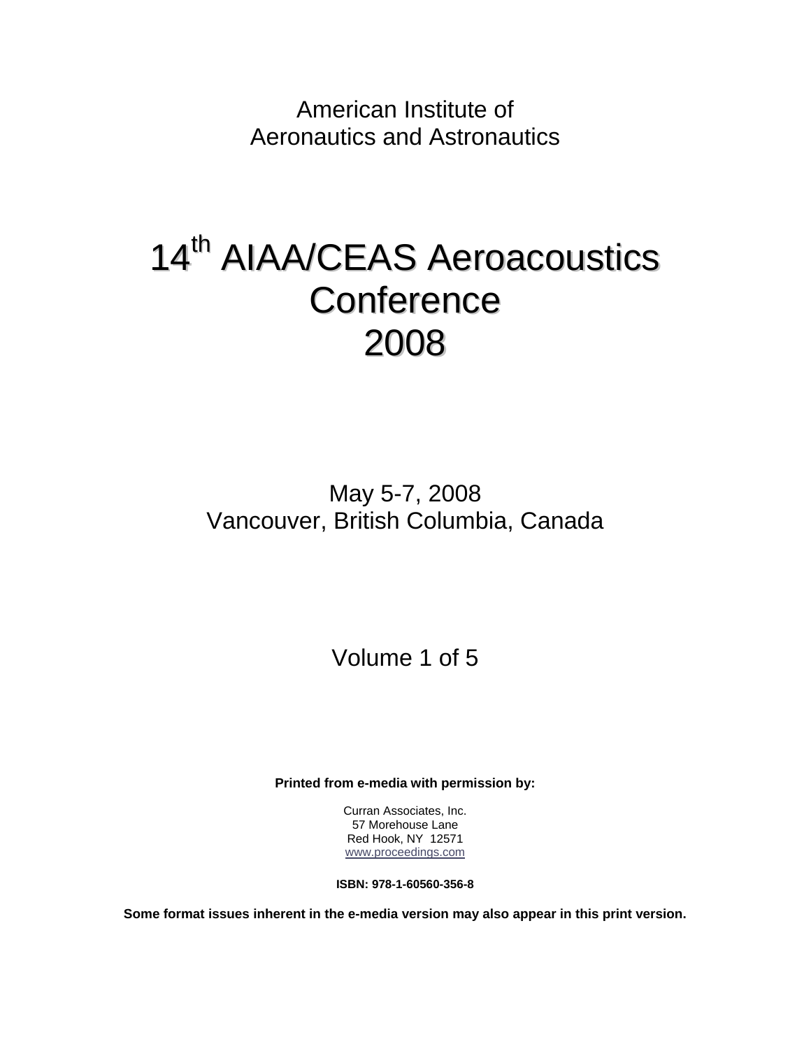American Institute of
Aeronautics and Astronautics

# 14th AIAA/CEAS Aeroacoustics Conference 2008

May 5-7, 2008
Vancouver, British Columbia, Canada

Volume 1 of 5

**Printed from e-media with permission by:**

Curran Associates, Inc.
57 Morehouse Lane
Red Hook, NY 12571
www.proceedings.com

**ISBN: 978-1-60560-356-8**

**Some format issues inherent in the e-media version may also appear in this print version.**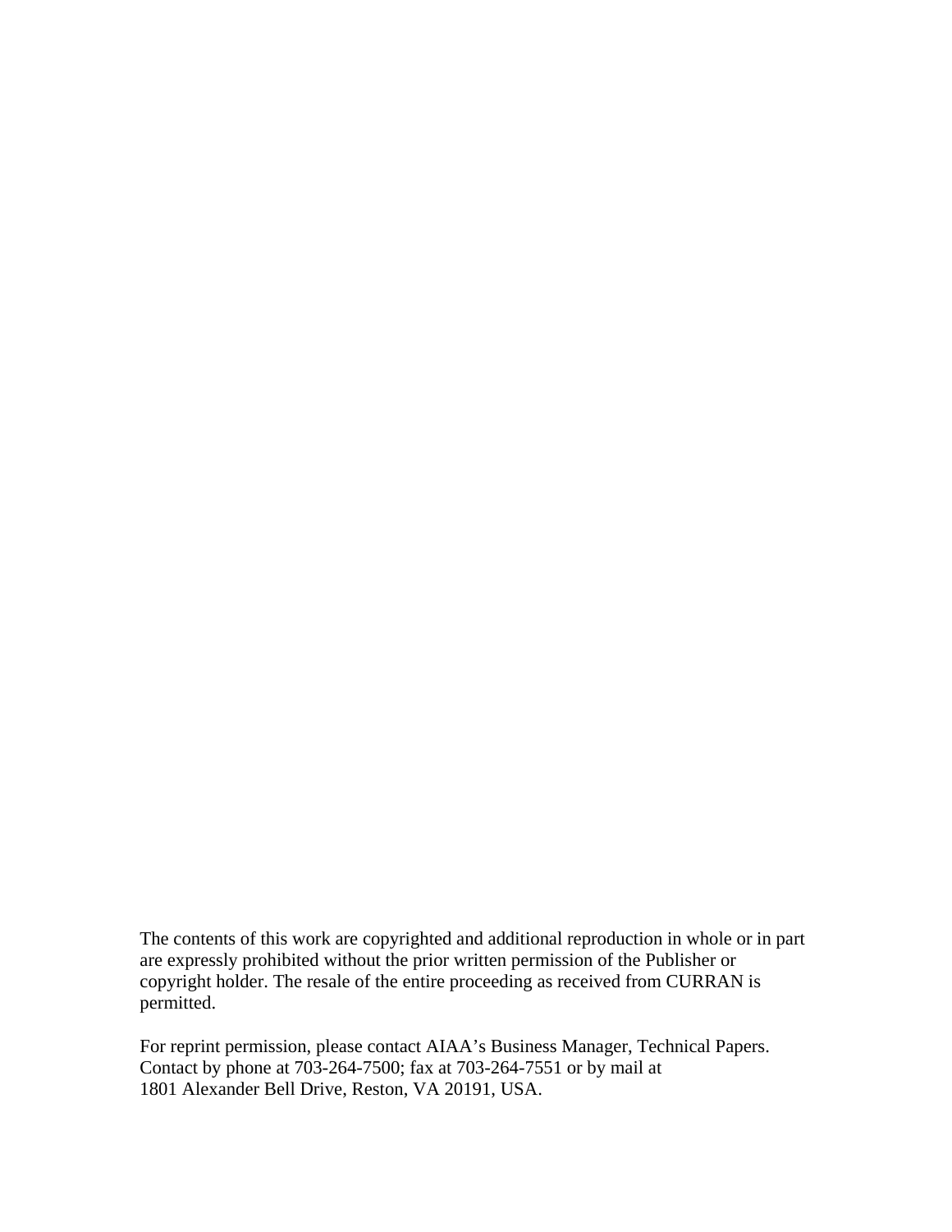The contents of this work are copyrighted and additional reproduction in whole or in part are expressly prohibited without the prior written permission of the Publisher or copyright holder. The resale of the entire proceeding as received from CURRAN is permitted.

For reprint permission, please contact AIAA’s Business Manager, Technical Papers. Contact by phone at 703-264-7500; fax at 703-264-7551 or by mail at 1801 Alexander Bell Drive, Reston, VA 20191, USA.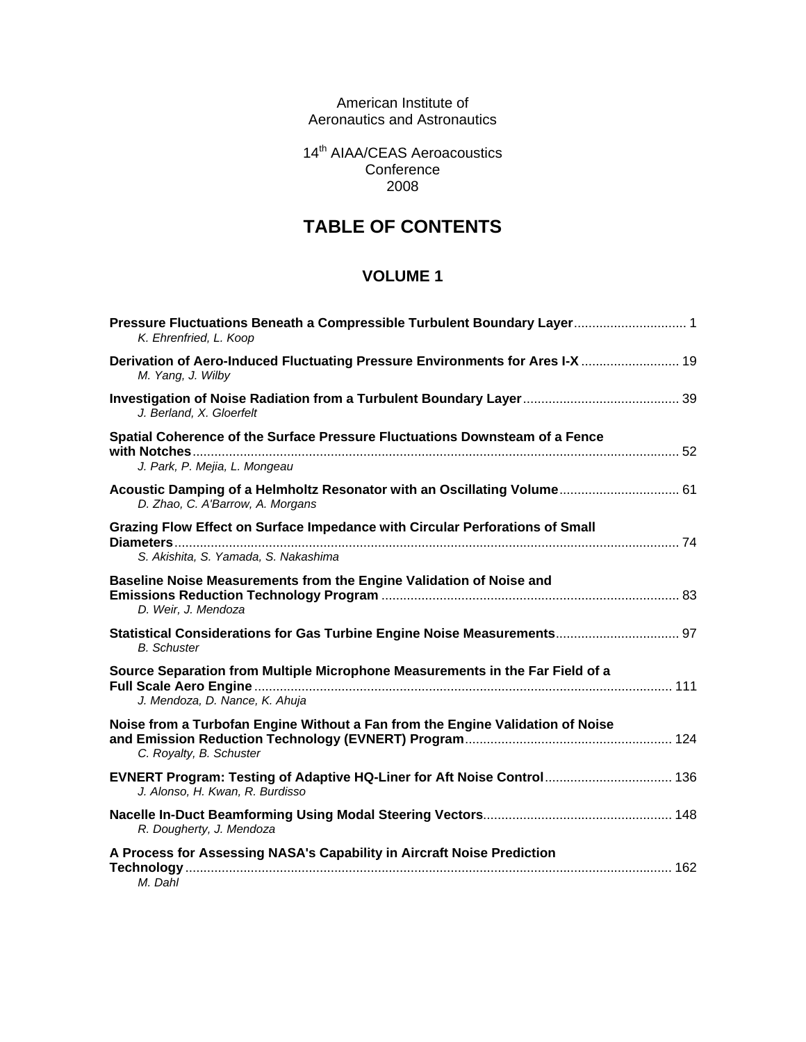American Institute of
Aeronautics and Astronautics

14th AIAA/CEAS Aeroacoustics
Conference
2008

# TABLE OF CONTENTS

## VOLUME 1

**Pressure Fluctuations Beneath a Compressible Turbulent Boundary Layer** .............................. 1
*K. Ehrenfried, L. Koop*

**Derivation of Aero-Induced Fluctuating Pressure Environments for Ares I-X** .......................... 19
*M. Yang, J. Wilby*

**Investigation of Noise Radiation from a Turbulent Boundary Layer** .......................................... 39
*J. Berland, X. Gloerfelt*

**Spatial Coherence of the Surface Pressure Fluctuations Downsteam of a Fence with Notches** .................................................................................................................................. 52
*J. Park, P. Mejia, L. Mongeau*

**Acoustic Damping of a Helmholtz Resonator with an Oscillating Volume** ................................ 61
*D. Zhao, C. A'Barrow, A. Morgans*

**Grazing Flow Effect on Surface Impedance with Circular Perforations of Small Diameters** ......................................................................................................................................... 74
*S. Akishita, S. Yamada, S. Nakashima*

**Baseline Noise Measurements from the Engine Validation of Noise and Emissions Reduction Technology Program** ................................................................................. 83
*D. Weir, J. Mendoza*

**Statistical Considerations for Gas Turbine Engine Noise Measurements** ................................. 97
*B. Schuster*

**Source Separation from Multiple Microphone Measurements in the Far Field of a Full Scale Aero Engine** .................................................................................................................. 111
*J. Mendoza, D. Nance, K. Ahuja*

**Noise from a Turbofan Engine Without a Fan from the Engine Validation of Noise and Emission Reduction Technology (EVNERT) Program** ........................................................ 124
*C. Royalty, B. Schuster*

**EVNERT Program: Testing of Adaptive HQ-Liner for Aft Noise Control** .................................. 136
*J. Alonso, H. Kwan, R. Burdisso*

**Nacelle In-Duct Beamforming Using Modal Steering Vectors** ................................................... 148
*R. Dougherty, J. Mendoza*

**A Process for Assessing NASA's Capability in Aircraft Noise Prediction Technology** .................................................................................................................................... 162
*M. Dahl*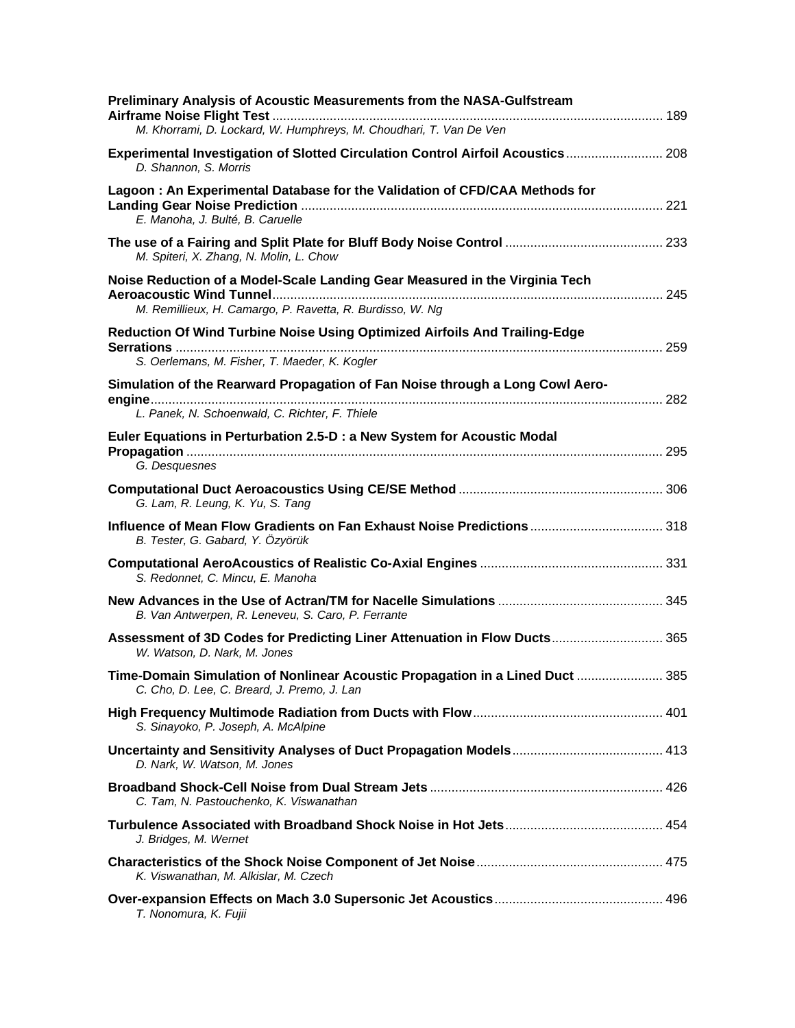**Preliminary Analysis of Acoustic Measurements from the NASA-Gulfstream Airframe Noise Flight Test** ............................................................................................................. 189
*M. Khorrami, D. Lockard, W. Humphreys, M. Choudhari, T. Van De Ven*

**Experimental Investigation of Slotted Circulation Control Airfoil Acoustics** .......................... 208
*D. Shannon, S. Morris*

**Lagoon : An Experimental Database for the Validation of CFD/CAA Methods for Landing Gear Noise Prediction** .................................................................................................. 221
*E. Manoha, J. Bulté, B. Caruelle*

**The use of a Fairing and Split Plate for Bluff Body Noise Control** ........................................... 233
*M. Spiteri, X. Zhang, N. Molin, L. Chow*

**Noise Reduction of a Model-Scale Landing Gear Measured in the Virginia Tech Aeroacoustic Wind Tunnel**........................................................................................................... 245
*M. Remillieux, H. Camargo, P. Ravetta, R. Burdisso, W. Ng*

**Reduction Of Wind Turbine Noise Using Optimized Airfoils And Trailing-Edge Serrations** ...................................................................................................................................... 259
*S. Oerlemans, M. Fisher, T. Maeder, K. Kogler*

**Simulation of the Rearward Propagation of Fan Noise through a Long Cowl Aero-engine**............................................................................................................................................ 282
*L. Panek, N. Schoenwald, C. Richter, F. Thiele*

**Euler Equations in Perturbation 2.5-D : a New System for Acoustic Modal Propagation** .................................................................................................................................. 295
*G. Desquesnes*

**Computational Duct Aeroacoustics Using CE/SE Method** ........................................................ 306
*G. Lam, R. Leung, K. Yu, S. Tang*

**Influence of Mean Flow Gradients on Fan Exhaust Noise Predictions** .................................... 318
*B. Tester, G. Gabard, Y. Özyörük*

**Computational AeroAcoustics of Realistic Co-Axial Engines** .................................................. 331
*S. Redonnet, C. Mincu, E. Manoha*

**New Advances in the Use of Actran/TM for Nacelle Simulations** ............................................. 345
*B. Van Antwerpen, R. Leneveu, S. Caro, P. Ferrante*

**Assessment of 3D Codes for Predicting Liner Attenuation in Flow Ducts**.............................. 365
*W. Watson, D. Nark, M. Jones*

**Time-Domain Simulation of Nonlinear Acoustic Propagation in a Lined Duct** ....................... 385
*C. Cho, D. Lee, C. Breard, J. Premo, J. Lan*

**High Frequency Multimode Radiation from Ducts with Flow**.................................................... 401
*S. Sinayoko, P. Joseph, A. McAlpine*

**Uncertainty and Sensitivity Analyses of Duct Propagation Models**......................................... 413
*D. Nark, W. Watson, M. Jones*

**Broadband Shock-Cell Noise from Dual Stream Jets** ................................................................ 426
*C. Tam, N. Pastouchenko, K. Viswanathan*

**Turbulence Associated with Broadband Shock Noise in Hot Jets**........................................... 454
*J. Bridges, M. Wernet*

**Characteristics of the Shock Noise Component of Jet Noise**................................................... 475
*K. Viswanathan, M. Alkislar, M. Czech*

**Over-expansion Effects on Mach 3.0 Supersonic Jet Acoustics**.............................................. 496
*T. Nonomura, K. Fujii*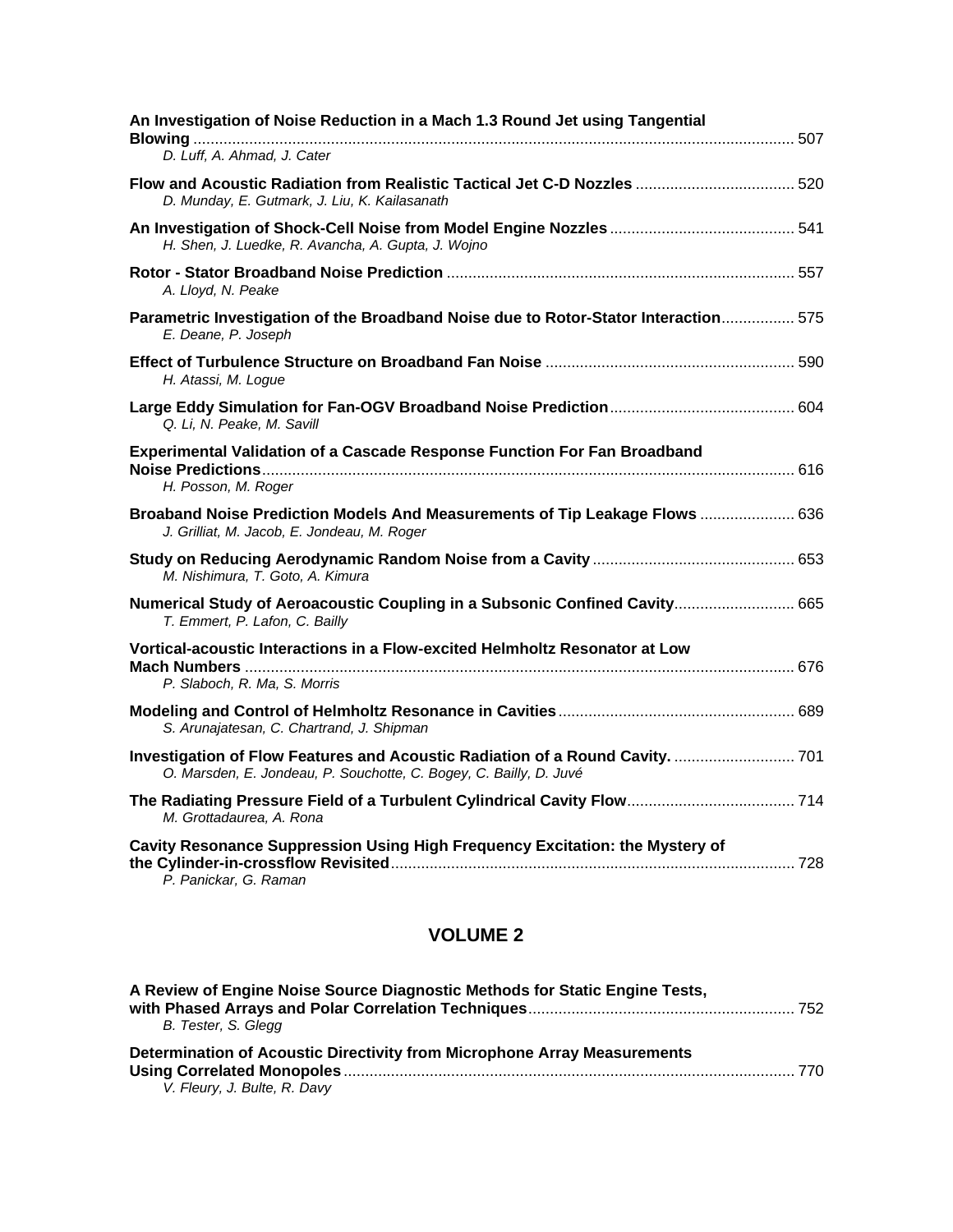**An Investigation of Noise Reduction in a Mach 1.3 Round Jet using Tangential Blowing** ........ 507
*D. Luff, A. Ahmad, J. Cater*

**Flow and Acoustic Radiation from Realistic Tactical Jet C-D Nozzles** ........ 520
*D. Munday, E. Gutmark, J. Liu, K. Kailasanath*

**An Investigation of Shock-Cell Noise from Model Engine Nozzles** ........ 541
*H. Shen, J. Luedke, R. Avancha, A. Gupta, J. Wojno*

**Rotor - Stator Broadband Noise Prediction** ........ 557
*A. Lloyd, N. Peake*

**Parametric Investigation of the Broadband Noise due to Rotor-Stator Interaction** ........ 575
*E. Deane, P. Joseph*

**Effect of Turbulence Structure on Broadband Fan Noise** ........ 590
*H. Atassi, M. Logue*

**Large Eddy Simulation for Fan-OGV Broadband Noise Prediction** ........ 604
*Q. Li, N. Peake, M. Savill*

**Experimental Validation of a Cascade Response Function For Fan Broadband Noise Predictions** ........ 616
*H. Posson, M. Roger*

**Broaband Noise Prediction Models And Measurements of Tip Leakage Flows** ........ 636
*J. Grilliat, M. Jacob, E. Jondeau, M. Roger*

**Study on Reducing Aerodynamic Random Noise from a Cavity** ........ 653
*M. Nishimura, T. Goto, A. Kimura*

**Numerical Study of Aeroacoustic Coupling in a Subsonic Confined Cavity** ........ 665
*T. Emmert, P. Lafon, C. Bailly*

**Vortical-acoustic Interactions in a Flow-excited Helmholtz Resonator at Low Mach Numbers** ........ 676
*P. Slaboch, R. Ma, S. Morris*

**Modeling and Control of Helmholtz Resonance in Cavities** ........ 689
*S. Arunajatesan, C. Chartrand, J. Shipman*

**Investigation of Flow Features and Acoustic Radiation of a Round Cavity.** ........ 701
*O. Marsden, E. Jondeau, P. Souchotte, C. Bogey, C. Bailly, D. Juvé*

**The Radiating Pressure Field of a Turbulent Cylindrical Cavity Flow** ........ 714
*M. Grottadaurea, A. Rona*

**Cavity Resonance Suppression Using High Frequency Excitation: the Mystery of the Cylinder-in-crossflow Revisited** ........ 728
*P. Panickar, G. Raman*

## VOLUME 2

**A Review of Engine Noise Source Diagnostic Methods for Static Engine Tests, with Phased Arrays and Polar Correlation Techniques** ........ 752
*B. Tester, S. Glegg*

**Determination of Acoustic Directivity from Microphone Array Measurements Using Correlated Monopoles** ........ 770
*V. Fleury, J. Bulte, R. Davy*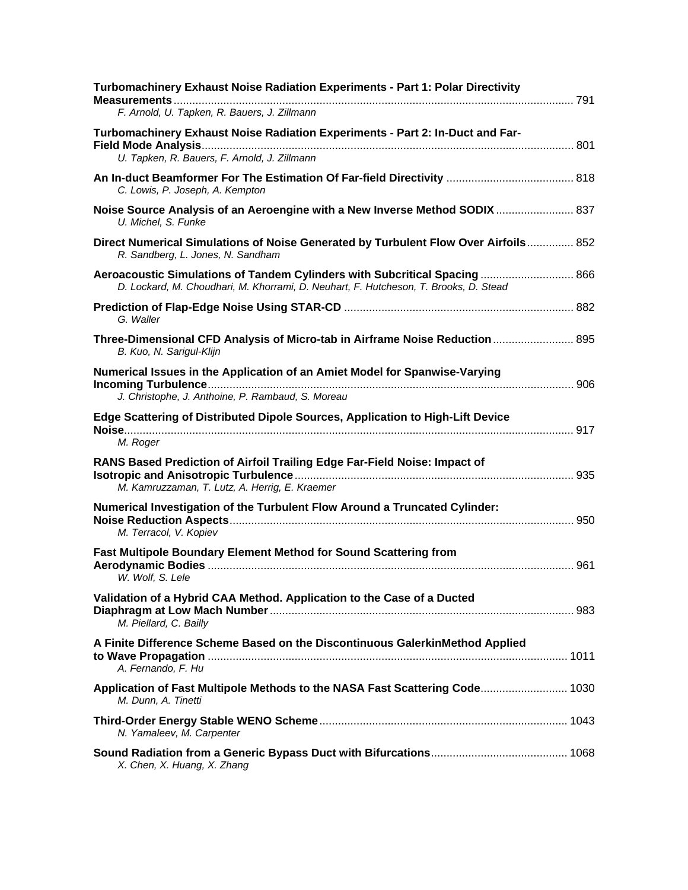**Turbomachinery Exhaust Noise Radiation Experiments - Part 1: Polar Directivity Measurements** ........ 791
*F. Arnold, U. Tapken, R. Bauers, J. Zillmann*

**Turbomachinery Exhaust Noise Radiation Experiments - Part 2: In-Duct and Far-Field Mode Analysis** ........ 801
*U. Tapken, R. Bauers, F. Arnold, J. Zillmann*

**An In-duct Beamformer For The Estimation Of Far-field Directivity** ........ 818
*C. Lowis, P. Joseph, A. Kempton*

**Noise Source Analysis of an Aeroengine with a New Inverse Method SODIX** ........ 837
*U. Michel, S. Funke*

**Direct Numerical Simulations of Noise Generated by Turbulent Flow Over Airfoils** ........ 852
*R. Sandberg, L. Jones, N. Sandham*

**Aeroacoustic Simulations of Tandem Cylinders with Subcritical Spacing** ........ 866
*D. Lockard, M. Choudhari, M. Khorrami, D. Neuhart, F. Hutcheson, T. Brooks, D. Stead*

**Prediction of Flap-Edge Noise Using STAR-CD** ........ 882
*G. Waller*

**Three-Dimensional CFD Analysis of Micro-tab in Airframe Noise Reduction** ........ 895
*B. Kuo, N. Sarigul-Klijn*

**Numerical Issues in the Application of an Amiet Model for Spanwise-Varying Incoming Turbulence** ........ 906
*J. Christophe, J. Anthoine, P. Rambaud, S. Moreau*

**Edge Scattering of Distributed Dipole Sources, Application to High-Lift Device Noise** ........ 917
*M. Roger*

**RANS Based Prediction of Airfoil Trailing Edge Far-Field Noise: Impact of Isotropic and Anisotropic Turbulence** ........ 935
*M. Kamruzzaman, T. Lutz, A. Herrig, E. Kraemer*

**Numerical Investigation of the Turbulent Flow Around a Truncated Cylinder: Noise Reduction Aspects** ........ 950
*M. Terracol, V. Kopiev*

**Fast Multipole Boundary Element Method for Sound Scattering from Aerodynamic Bodies** ........ 961
*W. Wolf, S. Lele*

**Validation of a Hybrid CAA Method. Application to the Case of a Ducted Diaphragm at Low Mach Number** ........ 983
*M. Piellard, C. Bailly*

**A Finite Difference Scheme Based on the Discontinuous GalerkinMethod Applied to Wave Propagation** ........ 1011
*A. Fernando, F. Hu*

**Application of Fast Multipole Methods to the NASA Fast Scattering Code** ........ 1030
*M. Dunn, A. Tinetti*

**Third-Order Energy Stable WENO Scheme** ........ 1043
*N. Yamaleev, M. Carpenter*

**Sound Radiation from a Generic Bypass Duct with Bifurcations** ........ 1068
*X. Chen, X. Huang, X. Zhang*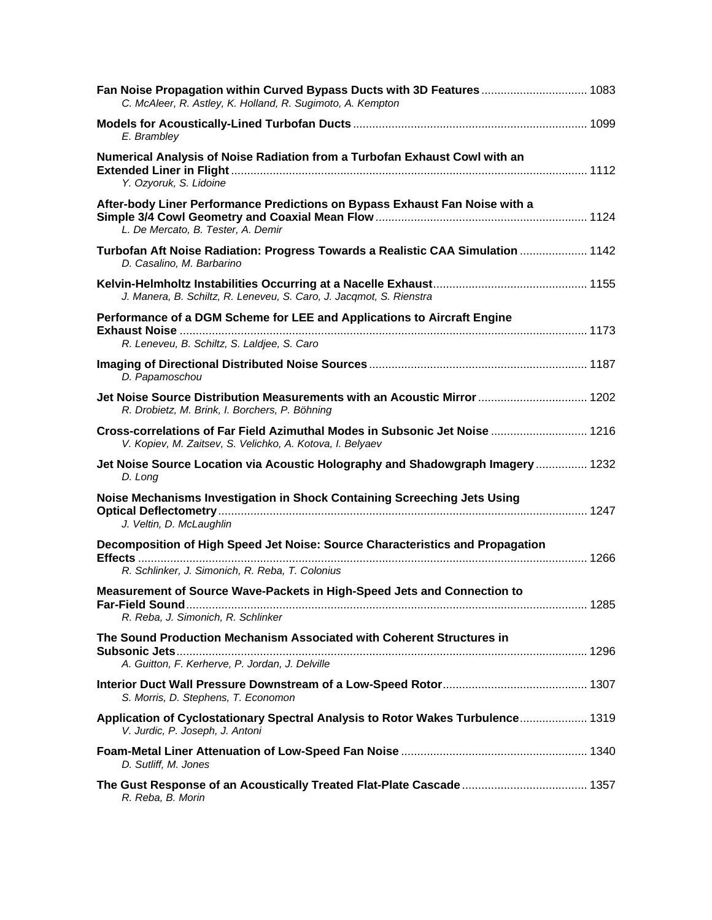**Fan Noise Propagation within Curved Bypass Ducts with 3D Features** ................................ 1083
*C. McAleer, R. Astley, K. Holland, R. Sugimoto, A. Kempton*

**Models for Acoustically-Lined Turbofan Ducts** ........................................................................ 1099
*E. Brambley*

**Numerical Analysis of Noise Radiation from a Turbofan Exhaust Cowl with an Extended Liner in Flight** ............................................................................................................. 1112
*Y. Ozyoruk, S. Lidoine*

**After-body Liner Performance Predictions on Bypass Exhaust Fan Noise with a Simple 3/4 Cowl Geometry and Coaxial Mean Flow** ................................................................. 1124
*L. De Mercato, B. Tester, A. Demir*

**Turbofan Aft Noise Radiation: Progress Towards a Realistic CAA Simulation** .................... 1142
*D. Casalino, M. Barbarino*

**Kelvin-Helmholtz Instabilities Occurring at a Nacelle Exhaust**............................................... 1155
*J. Manera, B. Schiltz, R. Leneveu, S. Caro, J. Jacqmot, S. Rienstra*

**Performance of a DGM Scheme for LEE and Applications to Aircraft Engine Exhaust Noise** ............................................................................................................................. 1173
*R. Leneveu, B. Schiltz, S. Laldjee, S. Caro*

**Imaging of Directional Distributed Noise Sources** ................................................................... 1187
*D. Papamoschou*

**Jet Noise Source Distribution Measurements with an Acoustic Mirror** .................................. 1202
*R. Drobietz, M. Brink, I. Borchers, P. Böhning*

**Cross-correlations of Far Field Azimuthal Modes in Subsonic Jet Noise** ............................. 1216
*V. Kopiev, M. Zaitsev, S. Velichko, A. Kotova, I. Belyaev*

**Jet Noise Source Location via Acoustic Holography and Shadowgraph Imagery** ................ 1232
*D. Long*

**Noise Mechanisms Investigation in Shock Containing Screeching Jets Using Optical Deflectometry** .................................................................................................................. 1247
*J. Veltin, D. McLaughlin*

**Decomposition of High Speed Jet Noise: Source Characteristics and Propagation Effects** ........................................................................................................................................... 1266
*R. Schlinker, J. Simonich, R. Reba, T. Colonius*

**Measurement of Source Wave-Packets in High-Speed Jets and Connection to Far-Field Sound** ............................................................................................................................ 1285
*R. Reba, J. Simonich, R. Schlinker*

**The Sound Production Mechanism Associated with Coherent Structures in Subsonic Jets** .............................................................................................................................. 1296
*A. Guitton, F. Kerherve, P. Jordan, J. Delville*

**Interior Duct Wall Pressure Downstream of a Low-Speed Rotor** ............................................ 1307
*S. Morris, D. Stephens, T. Economon*

**Application of Cyclostationary Spectral Analysis to Rotor Wakes Turbulence** ..................... 1319
*V. Jurdic, P. Joseph, J. Antoni*

**Foam-Metal Liner Attenuation of Low-Speed Fan Noise** ......................................................... 1340
*D. Sutliff, M. Jones*

**The Gust Response of an Acoustically Treated Flat-Plate Cascade** ...................................... 1357
*R. Reba, B. Morin*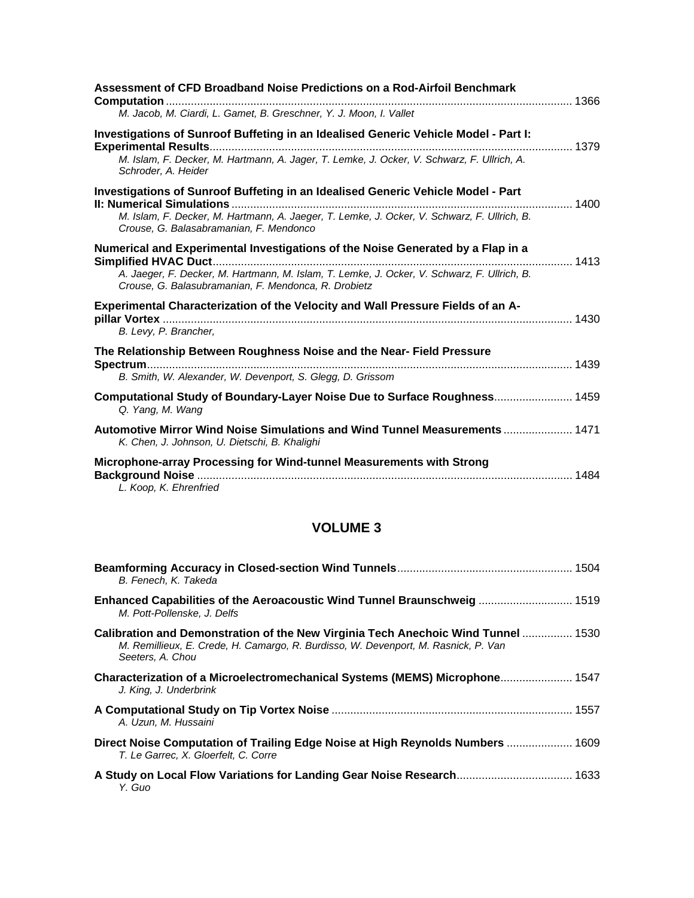**Assessment of CFD Broadband Noise Predictions on a Rod-Airfoil Benchmark Computation** ........ 1366
*M. Jacob, M. Ciardi, L. Gamet, B. Greschner, Y. J. Moon, I. Vallet*

**Investigations of Sunroof Buffeting in an Idealised Generic Vehicle Model - Part I: Experimental Results** ........ 1379
*M. Islam, F. Decker, M. Hartmann, A. Jager, T. Lemke, J. Ocker, V. Schwarz, F. Ullrich, A. Schroder, A. Heider*

**Investigations of Sunroof Buffeting in an Idealised Generic Vehicle Model - Part II: Numerical Simulations** ........ 1400
*M. Islam, F. Decker, M. Hartmann, A. Jaeger, T. Lemke, J. Ocker, V. Schwarz, F. Ullrich, B. Crouse, G. Balasabramanian, F. Mendonco*

**Numerical and Experimental Investigations of the Noise Generated by a Flap in a Simplified HVAC Duct** ........ 1413
*A. Jaeger, F. Decker, M. Hartmann, M. Islam, T. Lemke, J. Ocker, V. Schwarz, F. Ullrich, B. Crouse, G. Balasubramanian, F. Mendonca, R. Drobietz*

**Experimental Characterization of the Velocity and Wall Pressure Fields of an A-pillar Vortex** ........ 1430
*B. Levy, P. Brancher,*

**The Relationship Between Roughness Noise and the Near- Field Pressure Spectrum** ........ 1439
*B. Smith, W. Alexander, W. Devenport, S. Glegg, D. Grissom*

**Computational Study of Boundary-Layer Noise Due to Surface Roughness** ........ 1459
*Q. Yang, M. Wang*

**Automotive Mirror Wind Noise Simulations and Wind Tunnel Measurements** ........ 1471
*K. Chen, J. Johnson, U. Dietschi, B. Khalighi*

**Microphone-array Processing for Wind-tunnel Measurements with Strong Background Noise** ........ 1484
*L. Koop, K. Ehrenfried*

## VOLUME 3

**Beamforming Accuracy in Closed-section Wind Tunnels** ........ 1504
*B. Fenech, K. Takeda*

**Enhanced Capabilities of the Aeroacoustic Wind Tunnel Braunschweig** ........ 1519
*M. Pott-Pollenske, J. Delfs*

**Calibration and Demonstration of the New Virginia Tech Anechoic Wind Tunnel** ........ 1530
*M. Remillieux, E. Crede, H. Camargo, R. Burdisso, W. Devenport, M. Rasnick, P. Van Seeters, A. Chou*

**Characterization of a Microelectromechanical Systems (MEMS) Microphone** ........ 1547
*J. King, J. Underbrink*

**A Computational Study on Tip Vortex Noise** ........ 1557
*A. Uzun, M. Hussaini*

**Direct Noise Computation of Trailing Edge Noise at High Reynolds Numbers** ........ 1609
*T. Le Garrec, X. Gloerfelt, C. Corre*

**A Study on Local Flow Variations for Landing Gear Noise Research** ........ 1633
*Y. Guo*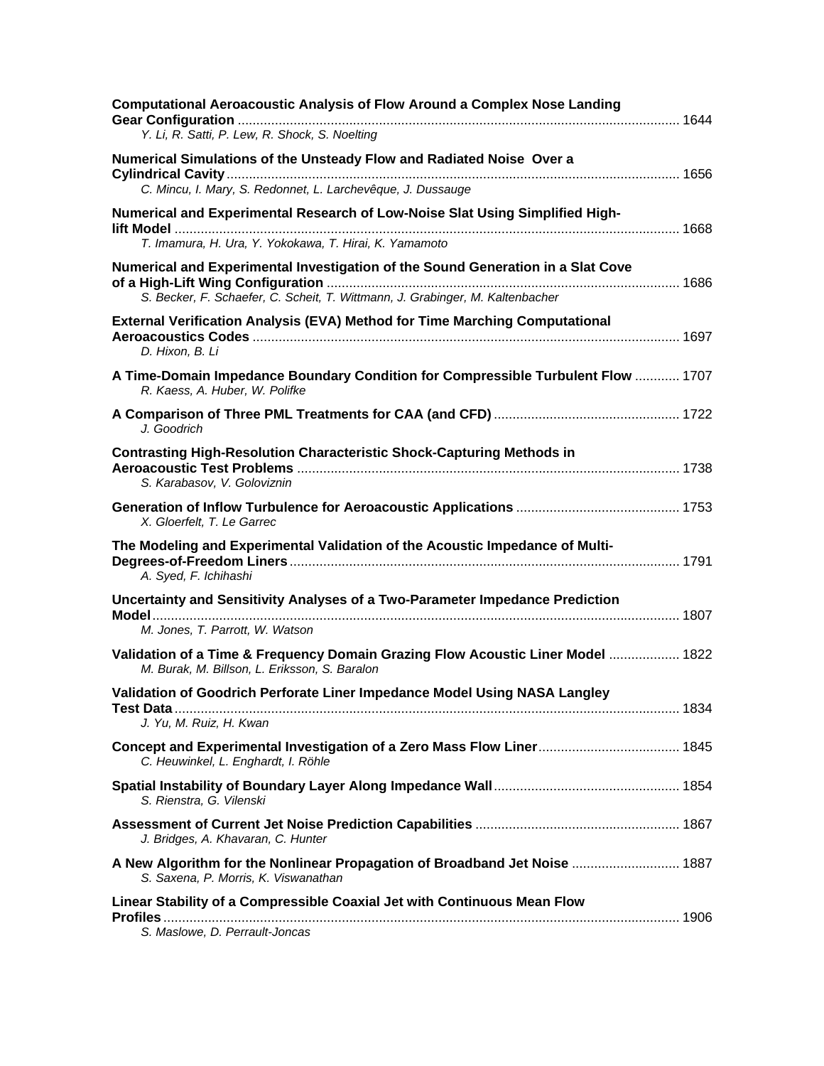**Computational Aeroacoustic Analysis of Flow Around a Complex Nose Landing Gear Configuration** ........................................................................................................................ 1644
*Y. Li, R. Satti, P. Lew, R. Shock, S. Noelting*

**Numerical Simulations of the Unsteady Flow and Radiated Noise Over a Cylindrical Cavity** ........................................................................................................................ 1656
*C. Mincu, I. Mary, S. Redonnet, L. Larchevêque, J. Dussauge*

**Numerical and Experimental Research of Low-Noise Slat Using Simplified High-lift Model** ........................................................................................................................ 1668
*T. Imamura, H. Ura, Y. Yokokawa, T. Hirai, K. Yamamoto*

**Numerical and Experimental Investigation of the Sound Generation in a Slat Cove of a High-Lift Wing Configuration** .............................................................................. 1686
*S. Becker, F. Schaefer, C. Scheit, T. Wittmann, J. Grabinger, M. Kaltenbacher*

**External Verification Analysis (EVA) Method for Time Marching Computational Aeroacoustics Codes** ................................................................................................... 1697
*D. Hixon, B. Li*

**A Time-Domain Impedance Boundary Condition for Compressible Turbulent Flow** ............ 1707
*R. Kaess, A. Huber, W. Polifke*

**A Comparison of Three PML Treatments for CAA (and CFD)** ................................................. 1722
*J. Goodrich*

**Contrasting High-Resolution Characteristic Shock-Capturing Methods in Aeroacoustic Test Problems** ...................................................................................................... 1738
*S. Karabasov, V. Goloviznin*

**Generation of Inflow Turbulence for Aeroacoustic Applications** ............................................ 1753
*X. Gloerfelt, T. Le Garrec*

**The Modeling and Experimental Validation of the Acoustic Impedance of Multi-Degrees-of-Freedom Liners** ......................................................................................................... 1791
*A. Syed, F. Ichihashi*

**Uncertainty and Sensitivity Analyses of a Two-Parameter Impedance Prediction Model** ........................................................................................................................ 1807
*M. Jones, T. Parrott, W. Watson*

**Validation of a Time & Frequency Domain Grazing Flow Acoustic Liner Model** .................. 1822
*M. Burak, M. Billson, L. Eriksson, S. Baralon*

**Validation of Goodrich Perforate Liner Impedance Model Using NASA Langley Test Data** ........................................................................................................................ 1834
*J. Yu, M. Ruiz, H. Kwan*

**Concept and Experimental Investigation of a Zero Mass Flow Liner** ..................................... 1845
*C. Heuwinkel, L. Enghardt, I. Röhle*

**Spatial Instability of Boundary Layer Along Impedance Wall** ................................................. 1854
*S. Rienstra, G. Vilenski*

**Assessment of Current Jet Noise Prediction Capabilities** ...................................................... 1867
*J. Bridges, A. Khavaran, C. Hunter*

**A New Algorithm for the Nonlinear Propagation of Broadband Jet Noise** ............................ 1887
*S. Saxena, P. Morris, K. Viswanathan*

**Linear Stability of a Compressible Coaxial Jet with Continuous Mean Flow Profiles** ........................................................................................................................ 1906
*S. Maslowe, D. Perrault-Joncas*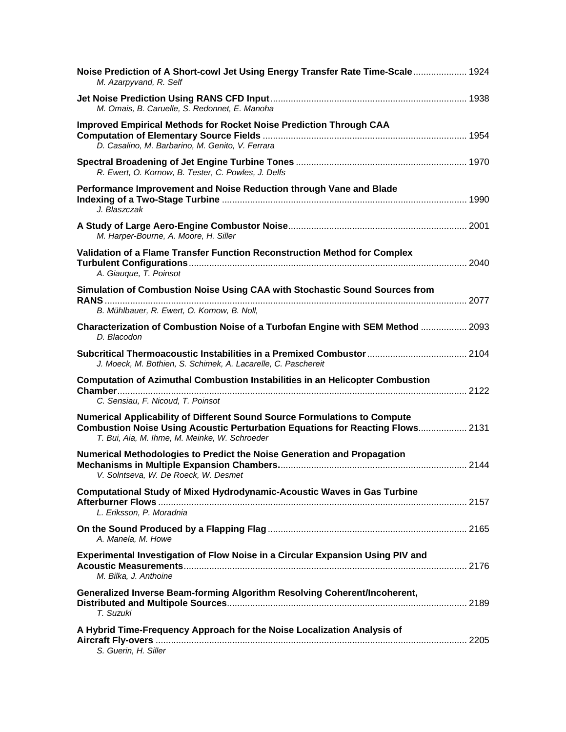**Noise Prediction of A Short-cowl Jet Using Energy Transfer Rate Time-Scale** .................... 1924
*M. Azarpyvand, R. Self*

**Jet Noise Prediction Using RANS CFD Input** .................................................................................. 1938
*M. Omais, B. Caruelle, S. Redonnet, E. Manoha*

**Improved Empirical Methods for Rocket Noise Prediction Through CAA Computation of Elementary Source Fields** .................................................................................. 1954
*D. Casalino, M. Barbarino, M. Genito, V. Ferrara*

**Spectral Broadening of Jet Engine Turbine Tones** .................................................................. 1970
*R. Ewert, O. Kornow, B. Tester, C. Powles, J. Delfs*

**Performance Improvement and Noise Reduction through Vane and Blade Indexing of a Two-Stage Turbine** .................................................................................. 1990
*J. Blaszczak*

**A Study of Large Aero-Engine Combustor Noise** ..................................................................... 2001
*M. Harper-Bourne, A. Moore, H. Siller*

**Validation of a Flame Transfer Function Reconstruction Method for Complex Turbulent Configurations** .................................................................................. 2040
*A. Giauque, T. Poinsot*

**Simulation of Combustion Noise Using CAA with Stochastic Sound Sources from RANS** .................................................................................. 2077
*B. Mühlbauer, R. Ewert, O. Kornow, B. Noll,*

**Characterization of Combustion Noise of a Turbofan Engine with SEM Method** ................. 2093
*D. Blacodon*

**Subcritical Thermoacoustic Instabilities in a Premixed Combustor** ...................................... 2104
*J. Moeck, M. Bothien, S. Schimek, A. Lacarelle, C. Paschereit*

**Computation of Azimuthal Combustion Instabilities in an Helicopter Combustion Chamber** .................................................................................. 2122
*C. Sensiau, F. Nicoud, T. Poinsot*

**Numerical Applicability of Different Sound Source Formulations to Compute Combustion Noise Using Acoustic Perturbation Equations for Reacting Flows** .................. 2131
*T. Bui, Aia, M. Ihme, M. Meinke, W. Schroeder*

**Numerical Methodologies to Predict the Noise Generation and Propagation Mechanisms in Multiple Expansion Chambers** .................................................................................. 2144
*V. Solntseva, W. De Roeck, W. Desmet*

**Computational Study of Mixed Hydrodynamic-Acoustic Waves in Gas Turbine Afterburner Flows** .................................................................................. 2157
*L. Eriksson, P. Moradnia*

**On the Sound Produced by a Flapping Flag** .......................................................................... 2165
*A. Manela, M. Howe*

**Experimental Investigation of Flow Noise in a Circular Expansion Using PIV and Acoustic Measurements** .................................................................................. 2176
*M. Bilka, J. Anthoine*

**Generalized Inverse Beam-forming Algorithm Resolving Coherent/Incoherent, Distributed and Multipole Sources** .................................................................................. 2189
*T. Suzuki*

**A Hybrid Time-Frequency Approach for the Noise Localization Analysis of Aircraft Fly-overs** .................................................................................. 2205
*S. Guerin, H. Siller*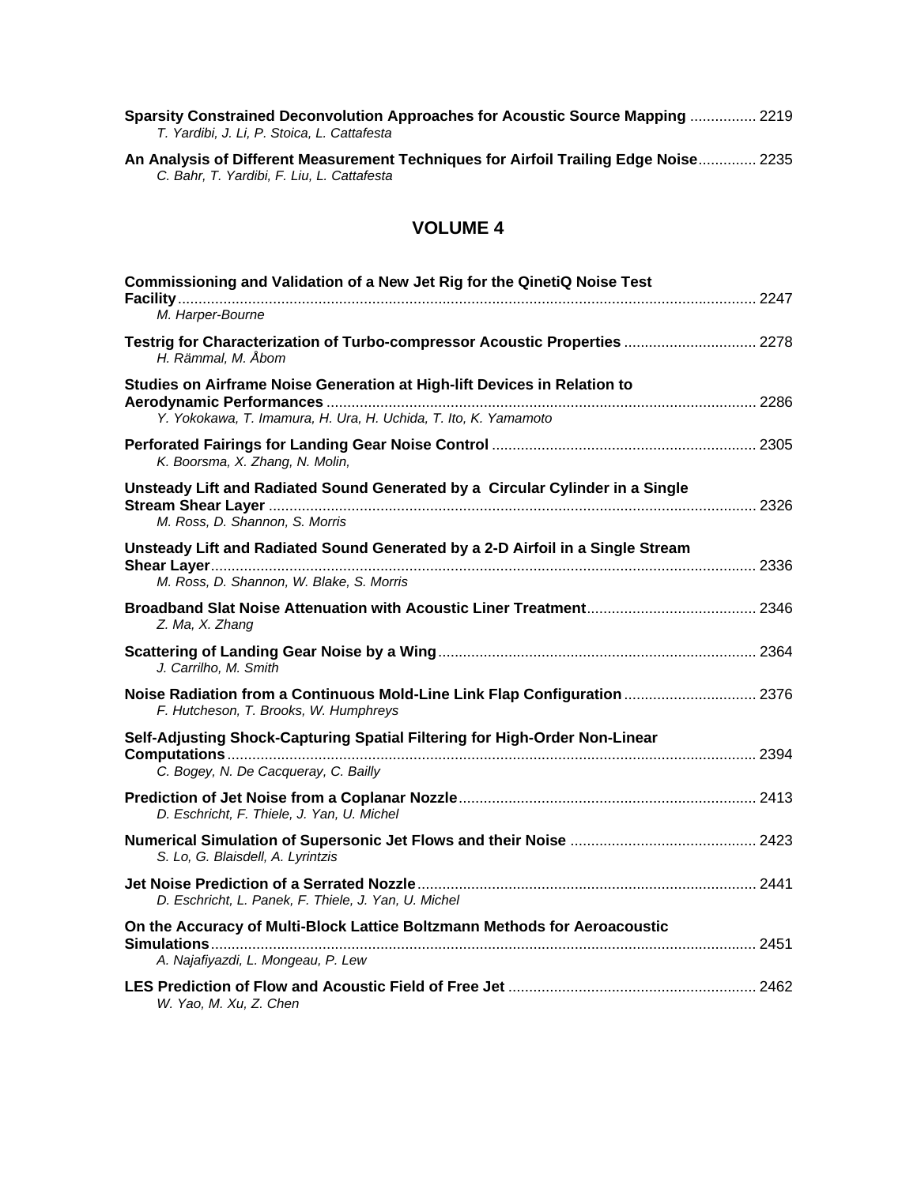**Sparsity Constrained Deconvolution Approaches for Acoustic Source Mapping** ................ 2219
*T. Yardibi, J. Li, P. Stoica, L. Cattafesta*

**An Analysis of Different Measurement Techniques for Airfoil Trailing Edge Noise**.............. 2235
*C. Bahr, T. Yardibi, F. Liu, L. Cattafesta*

## VOLUME 4

**Commissioning and Validation of a New Jet Rig for the QinetiQ Noise Test Facility**.......... 2247
*M. Harper-Bourne*

**Testrig for Characterization of Turbo-compressor Acoustic Properties** ................................ 2278
*H. Rämmal, M. Åbom*

**Studies on Airframe Noise Generation at High-lift Devices in Relation to Aerodynamic Performances** ...................................................................................................... 2286
*Y. Yokokawa, T. Imamura, H. Ura, H. Uchida, T. Ito, K. Yamamoto*

**Perforated Fairings for Landing Gear Noise Control** ............................................................... 2305
*K. Boorsma, X. Zhang, N. Molin,*

**Unsteady Lift and Radiated Sound Generated by a Circular Cylinder in a Single Stream Shear Layer** ..................................................................................................................... 2326
*M. Ross, D. Shannon, S. Morris*

**Unsteady Lift and Radiated Sound Generated by a 2-D Airfoil in a Single Stream Shear Layer**.................................................................................................................................. 2336
*M. Ross, D. Shannon, W. Blake, S. Morris*

**Broadband Slat Noise Attenuation with Acoustic Liner Treatment**......................................... 2346
*Z. Ma, X. Zhang*

**Scattering of Landing Gear Noise by a Wing**............................................................................ 2364
*J. Carrilho, M. Smith*

**Noise Radiation from a Continuous Mold-Line Link Flap Configuration** ................................ 2376
*F. Hutcheson, T. Brooks, W. Humphreys*

**Self-Adjusting Shock-Capturing Spatial Filtering for High-Order Non-Linear Computations**.............................................................................................................................. 2394
*C. Bogey, N. De Cacqueray, C. Bailly*

**Prediction of Jet Noise from a Coplanar Nozzle**....................................................................... 2413
*D. Eschricht, F. Thiele, J. Yan, U. Michel*

**Numerical Simulation of Supersonic Jet Flows and their Noise** ............................................ 2423
*S. Lo, G. Blaisdell, A. Lyrintzis*

**Jet Noise Prediction of a Serrated Nozzle**................................................................................. 2441
*D. Eschricht, L. Panek, F. Thiele, J. Yan, U. Michel*

**On the Accuracy of Multi-Block Lattice Boltzmann Methods for Aeroacoustic Simulations**.................................................................................................................................. 2451
*A. Najafiyazdi, L. Mongeau, P. Lew*

**LES Prediction of Flow and Acoustic Field of Free Jet** ........................................................... 2462
*W. Yao, M. Xu, Z. Chen*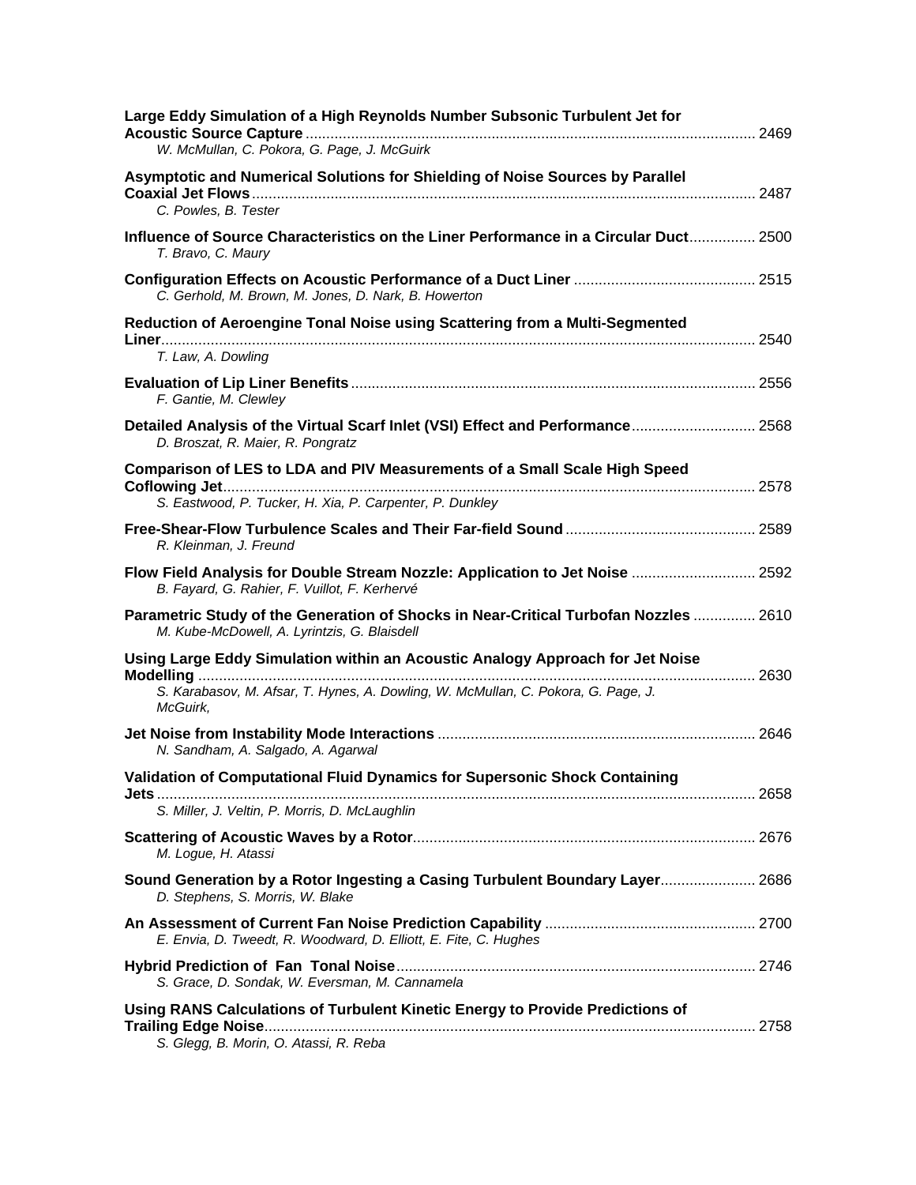**Large Eddy Simulation of a High Reynolds Number Subsonic Turbulent Jet for Acoustic Source Capture** ........................................................................................................... 2469
*W. McMullan, C. Pokora, G. Page, J. McGuirk*

**Asymptotic and Numerical Solutions for Shielding of Noise Sources by Parallel Coaxial Jet Flows** ......................................................................................................................... 2487
*C. Powles, B. Tester*

**Influence of Source Characteristics on the Liner Performance in a Circular Duct** ................ 2500
*T. Bravo, C. Maury*

**Configuration Effects on Acoustic Performance of a Duct Liner** ........................................... 2515
*C. Gerhold, M. Brown, M. Jones, D. Nark, B. Howerton*

**Reduction of Aeroengine Tonal Noise using Scattering from a Multi-Segmented Liner** .............................................................................................................................................. 2540
*T. Law, A. Dowling*

**Evaluation of Lip Liner Benefits** ................................................................................................. 2556
*F. Gantie, M. Clewley*

**Detailed Analysis of the Virtual Scarf Inlet (VSI) Effect and Performance** .............................. 2568
*D. Broszat, R. Maier, R. Pongratz*

**Comparison of LES to LDA and PIV Measurements of a Small Scale High Speed Coflowing Jet** ............................................................................................................................... 2578
*S. Eastwood, P. Tucker, H. Xia, P. Carpenter, P. Dunkley*

**Free-Shear-Flow Turbulence Scales and Their Far-field Sound** ............................................. 2589
*R. Kleinman, J. Freund*

**Flow Field Analysis for Double Stream Nozzle: Application to Jet Noise** ............................. 2592
*B. Fayard, G. Rahier, F. Vuillot, F. Kerhervé*

**Parametric Study of the Generation of Shocks in Near-Critical Turbofan Nozzles** ............... 2610
*M. Kube-McDowell, A. Lyrintzis, G. Blaisdell*

**Using Large Eddy Simulation within an Acoustic Analogy Approach for Jet Noise Modelling** ..................................................................................................................................... 2630
*S. Karabasov, M. Afsar, T. Hynes, A. Dowling, W. McMullan, C. Pokora, G. Page, J. McGuirk,*

**Jet Noise from Instability Mode Interactions** ............................................................................ 2646
*N. Sandham, A. Salgado, A. Agarwal*

**Validation of Computational Fluid Dynamics for Supersonic Shock Containing Jets** ............................................................................................................................................... 2658
*S. Miller, J. Veltin, P. Morris, D. McLaughlin*

**Scattering of Acoustic Waves by a Rotor** .................................................................................. 2676
*M. Logue, H. Atassi*

**Sound Generation by a Rotor Ingesting a Casing Turbulent Boundary Layer** ....................... 2686
*D. Stephens, S. Morris, W. Blake*

**An Assessment of Current Fan Noise Prediction Capability** .................................................. 2700
*E. Envia, D. Tweedt, R. Woodward, D. Elliott, E. Fite, C. Hughes*

**Hybrid Prediction of Fan Tonal Noise** ...................................................................................... 2746
*S. Grace, D. Sondak, W. Eversman, M. Cannamela*

**Using RANS Calculations of Turbulent Kinetic Energy to Provide Predictions of Trailing Edge Noise** ..................................................................................................................... 2758
*S. Glegg, B. Morin, O. Atassi, R. Reba*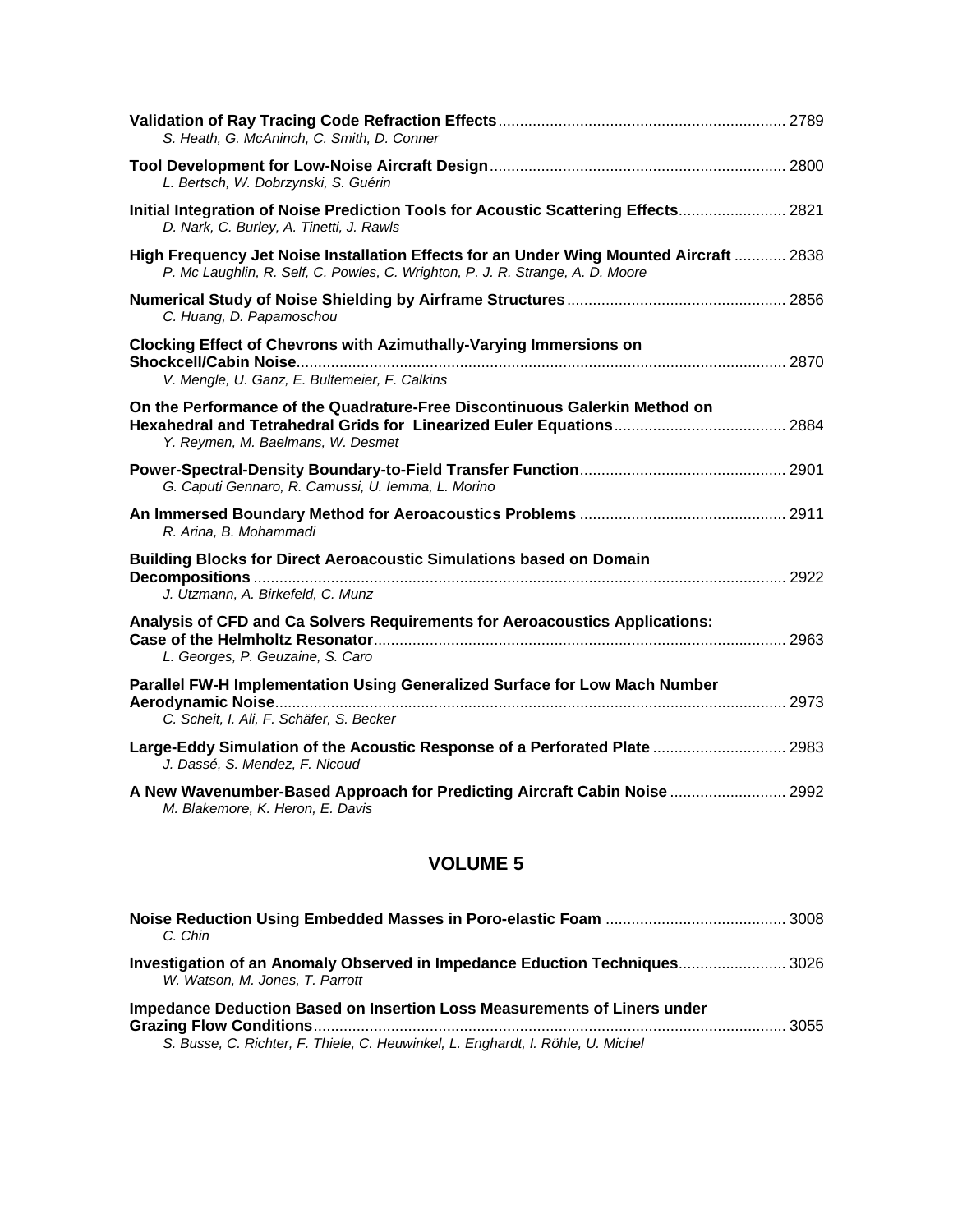**Validation of Ray Tracing Code Refraction Effects** .................................................................. 2789
*S. Heath, G. McAninch, C. Smith, D. Conner*

**Tool Development for Low-Noise Aircraft Design** .................................................................... 2800
*L. Bertsch, W. Dobrzynski, S. Guérin*

**Initial Integration of Noise Prediction Tools for Acoustic Scattering Effects** ......................... 2821
*D. Nark, C. Burley, A. Tinetti, J. Rawls*

**High Frequency Jet Noise Installation Effects for an Under Wing Mounted Aircraft** ............ 2838
*P. Mc Laughlin, R. Self, C. Powles, C. Wrighton, P. J. R. Strange, A. D. Moore*

**Numerical Study of Noise Shielding by Airframe Structures** .................................................. 2856
*C. Huang, D. Papamoschou*

**Clocking Effect of Chevrons with Azimuthally-Varying Immersions on Shockcell/Cabin Noise** ................................................................................................................. 2870
*V. Mengle, U. Ganz, E. Bultemeier, F. Calkins*

**On the Performance of the Quadrature-Free Discontinuous Galerkin Method on Hexahedral and Tetrahedral Grids for Linearized Euler Equations** ........................................ 2884
*Y. Reymen, M. Baelmans, W. Desmet*

**Power-Spectral-Density Boundary-to-Field Transfer Function** ................................................ 2901
*G. Caputi Gennaro, R. Camussi, U. Iemma, L. Morino*

**An Immersed Boundary Method for Aeroacoustics Problems** ................................................ 2911
*R. Arina, B. Mohammadi*

**Building Blocks for Direct Aeroacoustic Simulations based on Domain Decompositions** ........................................................................................................................... 2922
*J. Utzmann, A. Birkefeld, C. Munz*

**Analysis of CFD and Ca Solvers Requirements for Aeroacoustics Applications: Case of the Helmholtz Resonator** ............................................................................................... 2963
*L. Georges, P. Geuzaine, S. Caro*

**Parallel FW-H Implementation Using Generalized Surface for Low Mach Number Aerodynamic Noise** ..................................................................................................................... 2973
*C. Scheit, I. Ali, F. Schäfer, S. Becker*

**Large-Eddy Simulation of the Acoustic Response of a Perforated Plate** ............................... 2983
*J. Dassé, S. Mendez, F. Nicoud*

**A New Wavenumber-Based Approach for Predicting Aircraft Cabin Noise** ........................... 2992
*M. Blakemore, K. Heron, E. Davis*

## VOLUME 5

**Noise Reduction Using Embedded Masses in Poro-elastic Foam** .......................................... 3008
*C. Chin*

**Investigation of an Anomaly Observed in Impedance Eduction Techniques** ......................... 3026
*W. Watson, M. Jones, T. Parrott*

**Impedance Deduction Based on Insertion Loss Measurements of Liners under Grazing Flow Conditions** ............................................................................................................. 3055
*S. Busse, C. Richter, F. Thiele, C. Heuwinkel, L. Enghardt, I. Röhle, U. Michel*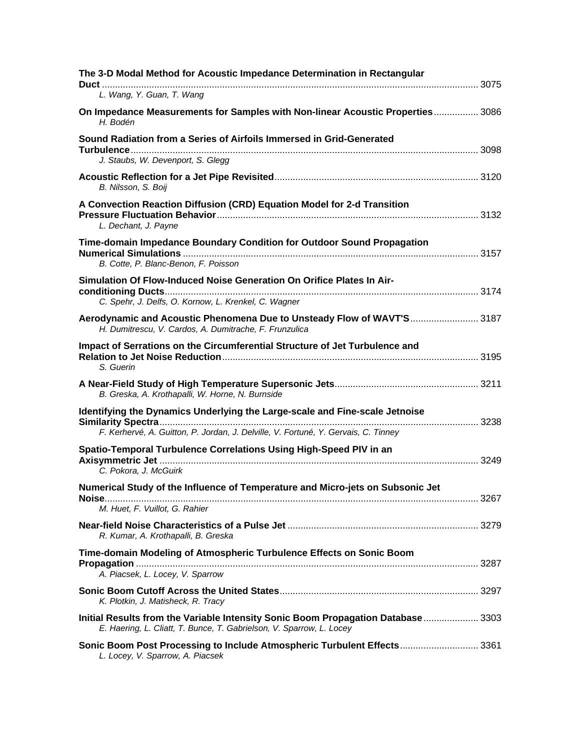**The 3-D Modal Method for Acoustic Impedance Determination in Rectangular Duct** ............ 3075
*L. Wang, Y. Guan, T. Wang*

**On Impedance Measurements for Samples with Non-linear Acoustic Properties** ............ 3086
*H. Bodén*

**Sound Radiation from a Series of Airfoils Immersed in Grid-Generated Turbulence** ............ 3098
*J. Staubs, W. Devenport, S. Glegg*

**Acoustic Reflection for a Jet Pipe Revisited** ............ 3120
*B. Nilsson, S. Boij*

**A Convection Reaction Diffusion (CRD) Equation Model for 2-d Transition Pressure Fluctuation Behavior** ............ 3132
*L. Dechant, J. Payne*

**Time-domain Impedance Boundary Condition for Outdoor Sound Propagation Numerical Simulations** ............ 3157
*B. Cotte, P. Blanc-Benon, F. Poisson*

**Simulation Of Flow-Induced Noise Generation On Orifice Plates In Air-conditioning Ducts** ............ 3174
*C. Spehr, J. Delfs, O. Kornow, L. Krenkel, C. Wagner*

**Aerodynamic and Acoustic Phenomena Due to Unsteady Flow of WAVT'S** ............ 3187
*H. Dumitrescu, V. Cardos, A. Dumitrache, F. Frunzulica*

**Impact of Serrations on the Circumferential Structure of Jet Turbulence and Relation to Jet Noise Reduction** ............ 3195
*S. Guerin*

**A Near-Field Study of High Temperature Supersonic Jets** ............ 3211
*B. Greska, A. Krothapalli, W. Horne, N. Burnside*

**Identifying the Dynamics Underlying the Large-scale and Fine-scale Jetnoise Similarity Spectra** ............ 3238
*F. Kerhervé, A. Guitton, P. Jordan, J. Delville, V. Fortuné, Y. Gervais, C. Tinney*

**Spatio-Temporal Turbulence Correlations Using High-Speed PIV in an Axisymmetric Jet** ............ 3249
*C. Pokora, J. McGuirk*

**Numerical Study of the Influence of Temperature and Micro-jets on Subsonic Jet Noise** ............ 3267
*M. Huet, F. Vuillot, G. Rahier*

**Near-field Noise Characteristics of a Pulse Jet** ............ 3279
*R. Kumar, A. Krothapalli, B. Greska*

**Time-domain Modeling of Atmospheric Turbulence Effects on Sonic Boom Propagation** ............ 3287
*A. Piacsek, L. Locey, V. Sparrow*

**Sonic Boom Cutoff Across the United States** ............ 3297
*K. Plotkin, J. Matisheck, R. Tracy*

**Initial Results from the Variable Intensity Sonic Boom Propagation Database** ............ 3303
*E. Haering, L. Cliatt, T. Bunce, T. Gabrielson, V. Sparrow, L. Locey*

**Sonic Boom Post Processing to Include Atmospheric Turbulent Effects** ............ 3361
*L. Locey, V. Sparrow, A. Piacsek*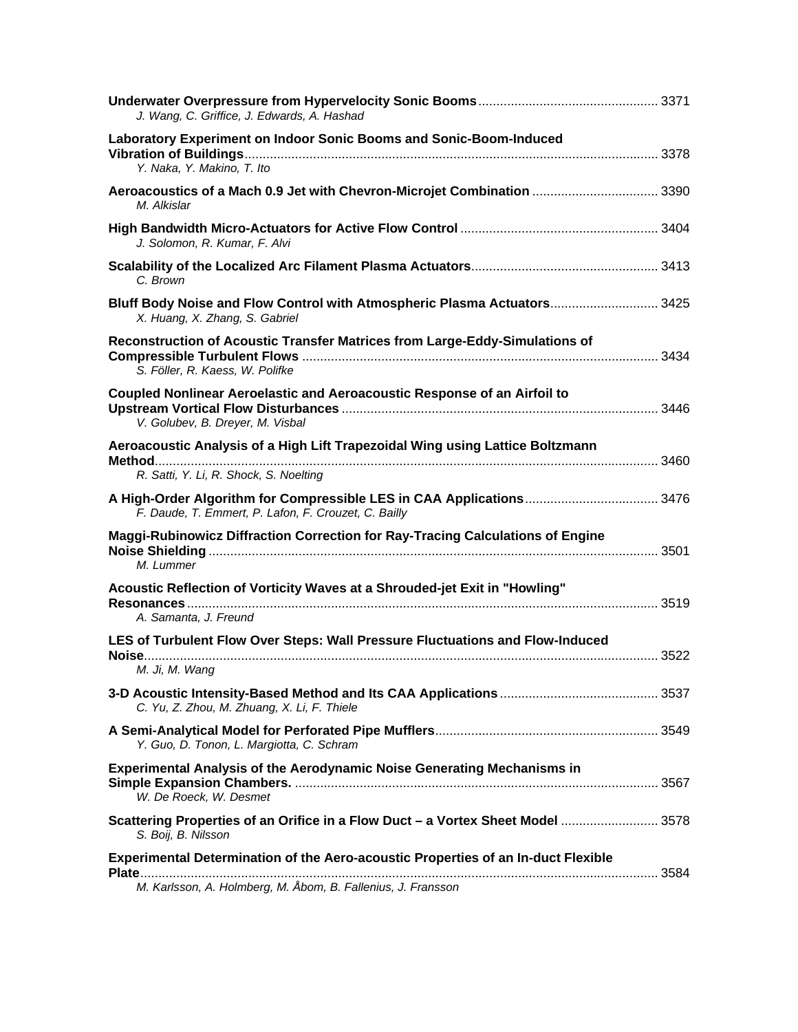**Underwater Overpressure from Hypervelocity Sonic Booms** ................................................ 3371
*J. Wang, C. Griffice, J. Edwards, A. Hashad*

**Laboratory Experiment on Indoor Sonic Booms and Sonic-Boom-Induced Vibration of Buildings** ................................................ 3378
*Y. Naka, Y. Makino, T. Ito*

**Aeroacoustics of a Mach 0.9 Jet with Chevron-Microjet Combination** ................................................ 3390
*M. Alkislar*

**High Bandwidth Micro-Actuators for Active Flow Control** ................................................ 3404
*J. Solomon, R. Kumar, F. Alvi*

**Scalability of the Localized Arc Filament Plasma Actuators** ................................................ 3413
*C. Brown*

**Bluff Body Noise and Flow Control with Atmospheric Plasma Actuators** ................................................ 3425
*X. Huang, X. Zhang, S. Gabriel*

**Reconstruction of Acoustic Transfer Matrices from Large-Eddy-Simulations of Compressible Turbulent Flows** ................................................ 3434
*S. Föller, R. Kaess, W. Polifke*

**Coupled Nonlinear Aeroelastic and Aeroacoustic Response of an Airfoil to Upstream Vortical Flow Disturbances** ................................................ 3446
*V. Golubev, B. Dreyer, M. Visbal*

**Aeroacoustic Analysis of a High Lift Trapezoidal Wing using Lattice Boltzmann Method** ................................................ 3460
*R. Satti, Y. Li, R. Shock, S. Noelting*

**A High-Order Algorithm for Compressible LES in CAA Applications** ................................................ 3476
*F. Daude, T. Emmert, P. Lafon, F. Crouzet, C. Bailly*

**Maggi-Rubinowicz Diffraction Correction for Ray-Tracing Calculations of Engine Noise Shielding** ................................................ 3501
*M. Lummer*

**Acoustic Reflection of Vorticity Waves at a Shrouded-jet Exit in "Howling" Resonances** ................................................ 3519
*A. Samanta, J. Freund*

**LES of Turbulent Flow Over Steps: Wall Pressure Fluctuations and Flow-Induced Noise** ................................................ 3522
*M. Ji, M. Wang*

**3-D Acoustic Intensity-Based Method and Its CAA Applications** ................................................ 3537
*C. Yu, Z. Zhou, M. Zhuang, X. Li, F. Thiele*

**A Semi-Analytical Model for Perforated Pipe Mufflers** ................................................ 3549
*Y. Guo, D. Tonon, L. Margiotta, C. Schram*

**Experimental Analysis of the Aerodynamic Noise Generating Mechanisms in Simple Expansion Chambers.** ................................................ 3567
*W. De Roeck, W. Desmet*

**Scattering Properties of an Orifice in a Flow Duct – a Vortex Sheet Model** ................................................ 3578
*S. Boij, B. Nilsson*

**Experimental Determination of the Aero-acoustic Properties of an In-duct Flexible Plate** ................................................ 3584
*M. Karlsson, A. Holmberg, M. Åbom, B. Fallenius, J. Fransson*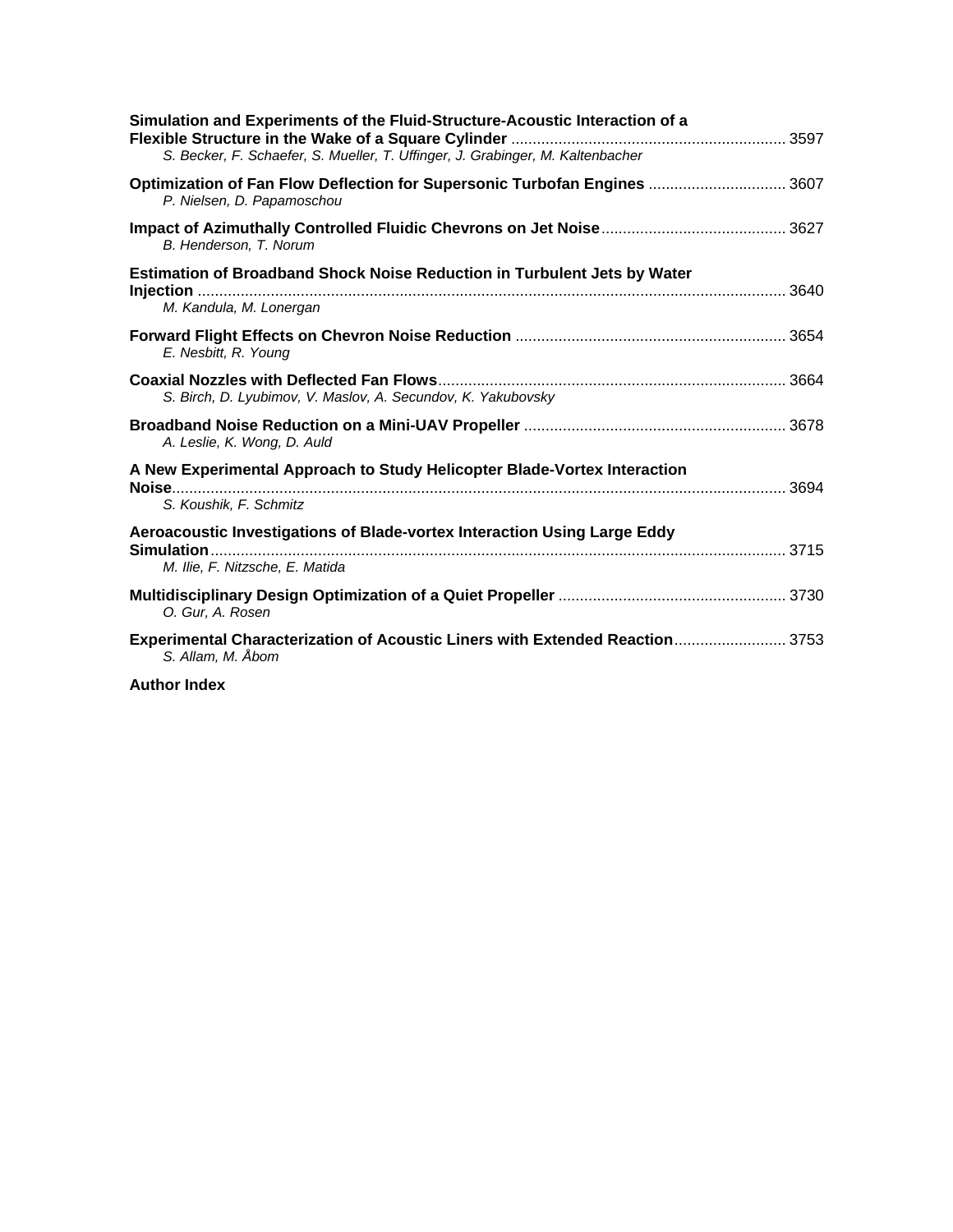**Simulation and Experiments of the Fluid-Structure-Acoustic Interaction of a Flexible Structure in the Wake of a Square Cylinder** ............................................................... 3597
*S. Becker, F. Schaefer, S. Mueller, T. Uffinger, J. Grabinger, M. Kaltenbacher*

**Optimization of Fan Flow Deflection for Supersonic Turbofan Engines** ............................... 3607
*P. Nielsen, D. Papamoschou*

**Impact of Azimuthally Controlled Fluidic Chevrons on Jet Noise** .......................................... 3627
*B. Henderson, T. Norum*

**Estimation of Broadband Shock Noise Reduction in Turbulent Jets by Water Injection** ........................................................................................................................................ 3640
*M. Kandula, M. Lonergan*

**Forward Flight Effects on Chevron Noise Reduction** .............................................................. 3654
*E. Nesbitt, R. Young*

**Coaxial Nozzles with Deflected Fan Flows**................................................................................ 3664
*S. Birch, D. Lyubimov, V. Maslov, A. Secundov, K. Yakubovsky*

**Broadband Noise Reduction on a Mini-UAV Propeller** ............................................................ 3678
*A. Leslie, K. Wong, D. Auld*

**A New Experimental Approach to Study Helicopter Blade-Vortex Interaction Noise**............................................................................................................................................ 3694
*S. Koushik, F. Schmitz*

**Aeroacoustic Investigations of Blade-vortex Interaction Using Large Eddy Simulation**.................................................................................................................................. 3715
*M. Ilie, F. Nitzsche, E. Matida*

**Multidisciplinary Design Optimization of a Quiet Propeller** .................................................... 3730
*O. Gur, A. Rosen*

**Experimental Characterization of Acoustic Liners with Extended Reaction**.......................... 3753
*S. Allam, M. Åbom*

**Author Index**